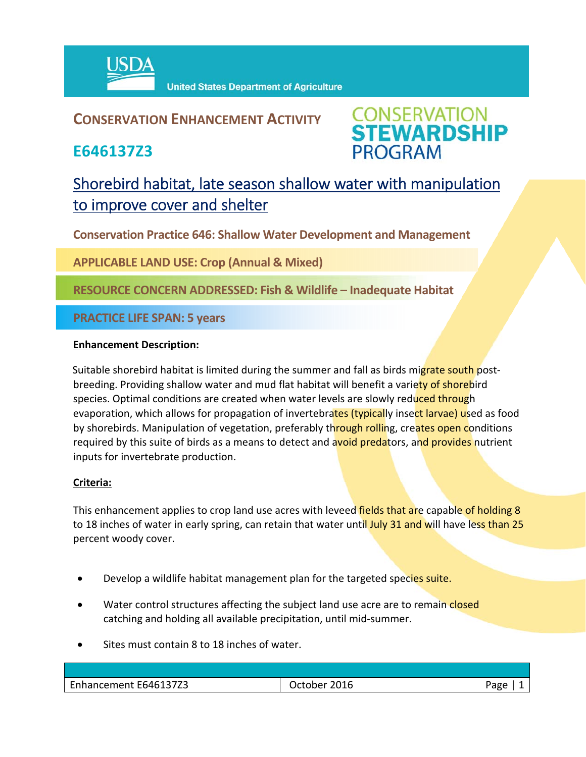United States Department of Agriculture

# CONSERVATION ENHANCEMENT ACTIVITY

## E646137Z3

CONSERVATION STEWARDSHIP PROGRAM

## Shorebird habitat, late season shallow water with manipulation to improve cover and shelter

**Conservation Practice 646: Shallow Water Development and Management**

**APPLICABLE LAND USE: Crop (Annual & Mixed)**

**RESOURCE CONCERN ADDRESSED: Fish & Wildlife – Inadequate Habitat**

**PRACTICE LIFE SPAN: 5 years**

**Enhancement Description:**

Suitable shorebird habitat is limited during the summer and fall as birds migrate south post-breeding. Providing shallow water and mud flat habitat will benefit a variety of shorebird species. Optimal conditions are created when water levels are slowly reduced through evaporation, which allows for propagation of invertebrates (typically insect larvae) used as food by shorebirds. Manipulation of vegetation, preferably through rolling, creates open conditions required by this suite of birds as a means to detect and avoid predators, and provides nutrient inputs for invertebrate production.

**Criteria:**

This enhancement applies to crop land use acres with leveed fields that are capable of holding 8 to 18 inches of water in early spring, can retain that water until July 31 and will have less than 25 percent woody cover.

- Develop a wildlife habitat management plan for the targeted species suite.
- Water control structures affecting the subject land use acre are to remain closed catching and holding all available precipitation, until mid-summer.
- Sites must contain 8 to 18 inches of water.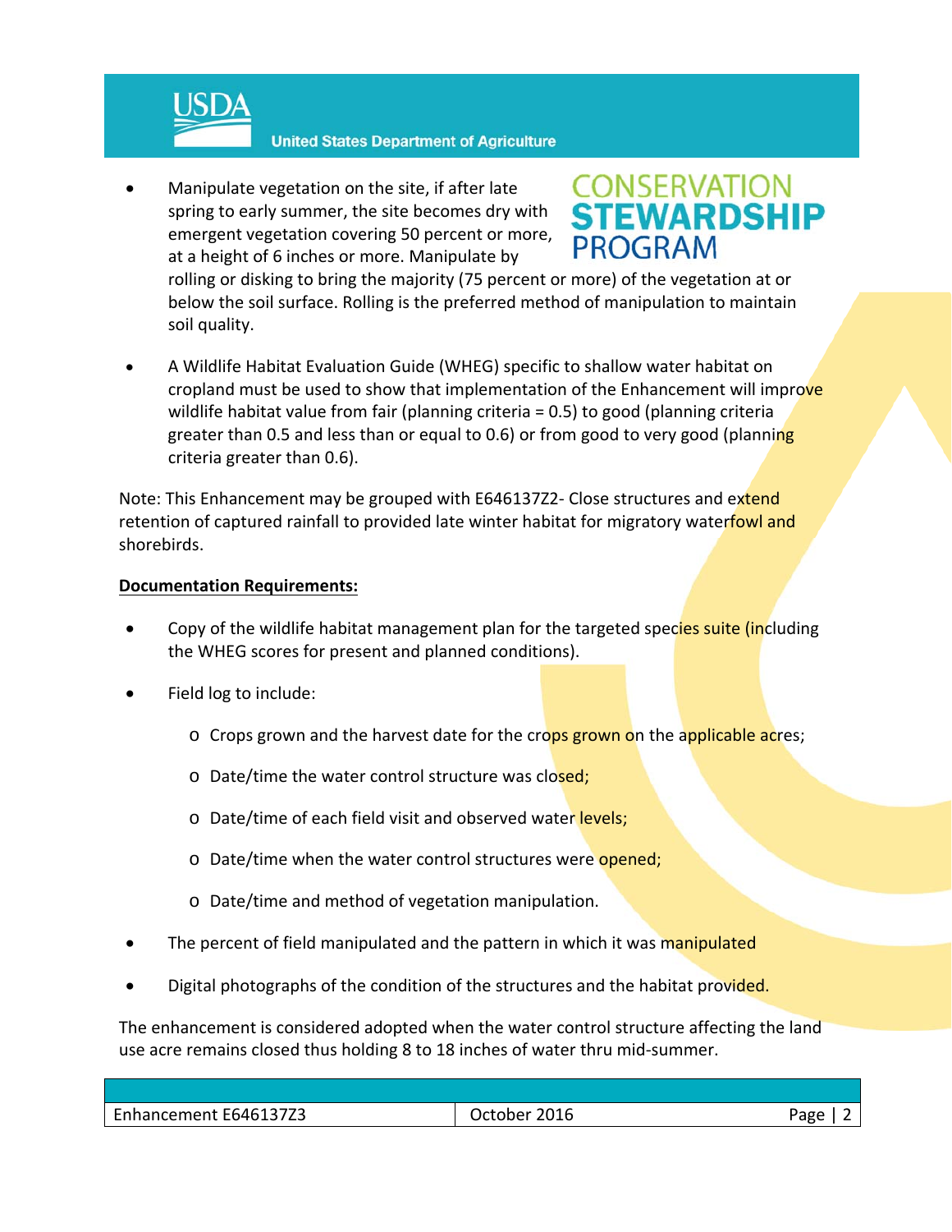- Manipulate vegetation on the site, if after late spring to early summer, the site becomes dry with emergent vegetation covering 50 percent or more, at a height of 6 inches or more. Manipulate by rolling or disking to bring the majority (75 percent or more) of the vegetation at or below the soil surface. Rolling is the preferred method of manipulation to maintain soil quality.

- A Wildlife Habitat Evaluation Guide (WHEG) specific to shallow water habitat on cropland must be used to show that implementation of the Enhancement will improve wildlife habitat value from fair (planning criteria = 0.5) to good (planning criteria greater than 0.5 and less than or equal to 0.6) or from good to very good (planning criteria greater than 0.6).

Note: This Enhancement may be grouped with E646137Z2- Close structures and extend retention of captured rainfall to provided late winter habitat for migratory waterfowl and shorebirds.

**Documentation Requirements:**

- Copy of the wildlife habitat management plan for the targeted species suite (including the WHEG scores for present and planned conditions).

- Field log to include:
    - Crops grown and the harvest date for the crops grown on the applicable acres;
    - Date/time the water control structure was closed;
    - Date/time of each field visit and observed water levels;
    - Date/time when the water control structures were opened;
    - Date/time and method of vegetation manipulation.

- The percent of field manipulated and the pattern in which it was manipulated

- Digital photographs of the condition of the structures and the habitat provided.

The enhancement is considered adopted when the water control structure affecting the land use acre remains closed thus holding 8 to 18 inches of water thru mid-summer.